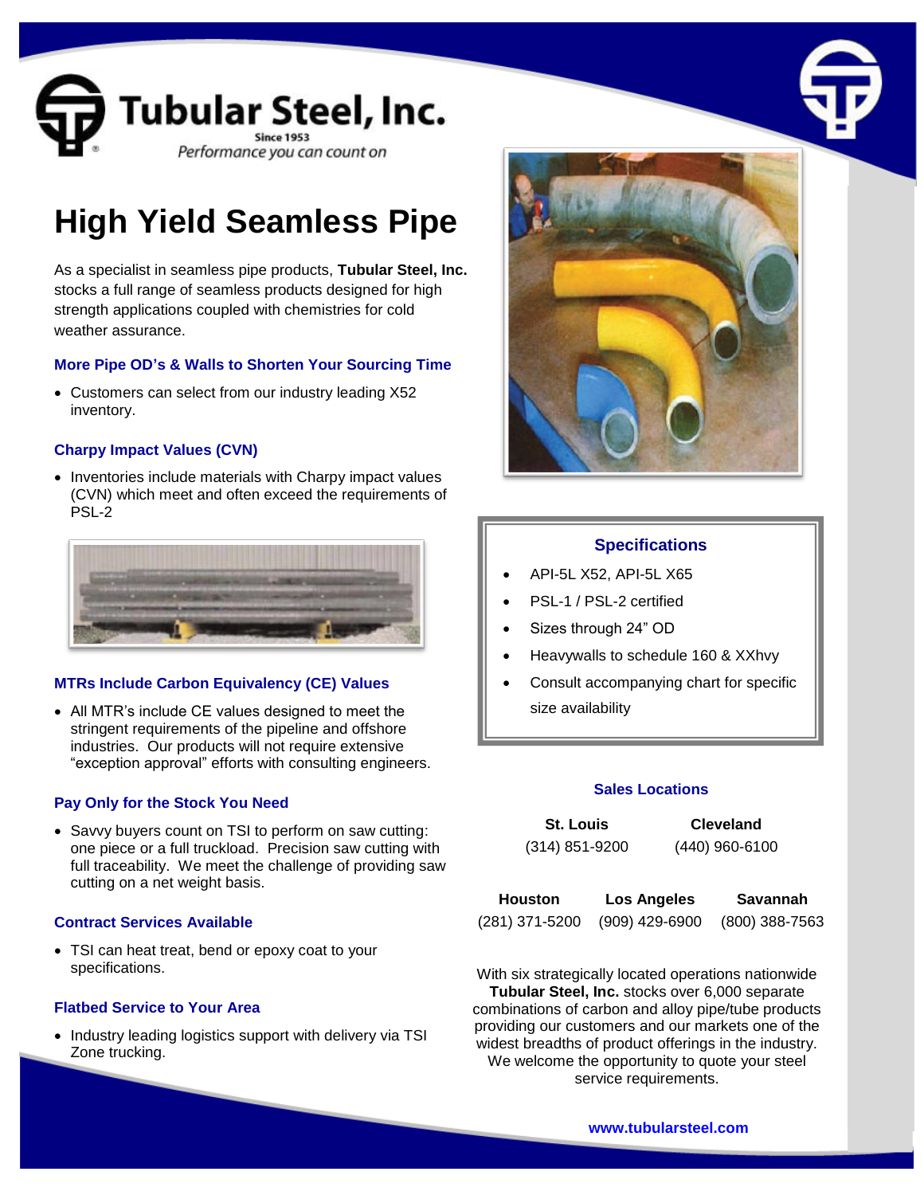# Tubular Steel, Inc.

Since 1953

*Performance you can count on*

# High Yield Seamless Pipe

As a specialist in seamless pipe products, **Tubular Steel, Inc.** stocks a full range of seamless products designed for high strength applications coupled with chemistries for cold weather assurance.

### More Pipe OD's & Walls to Shorten Your Sourcing Time

- Customers can select from our industry leading X52 inventory.

### Charpy Impact Values (CVN)

- Inventories include materials with Charpy impact values (CVN) which meet and often exceed the requirements of PSL-2

### MTRs Include Carbon Equivalency (CE) Values

- All MTR's include CE values designed to meet the stringent requirements of the pipeline and offshore industries. Our products will not require extensive "exception approval" efforts with consulting engineers.

### Pay Only for the Stock You Need

- Savvy buyers count on TSI to perform on saw cutting: one piece or a full truckload. Precision saw cutting with full traceability. We meet the challenge of providing saw cutting on a net weight basis.

### Contract Services Available

- TSI can heat treat, bend or epoxy coat to your specifications.

### Flatbed Service to Your Area

- Industry leading logistics support with delivery via TSI Zone trucking.

### Specifications

- API-5L X52, API-5L X65
- PSL-1 / PSL-2 certified
- Sizes through 24" OD
- Heavywalls to schedule 160 & XXhvy
- Consult accompanying chart for specific size availability

### Sales Locations

**St. Louis**
(314) 851-9200

**Cleveland**
(440) 960-6100

**Houston**
(281) 371-5200

**Los Angeles**
(909) 429-6900

**Savannah**
(800) 388-7563

With six strategically located operations nationwide **Tubular Steel, Inc.** stocks over 6,000 separate combinations of carbon and alloy pipe/tube products providing our customers and our markets one of the widest breadths of product offerings in the industry. We welcome the opportunity to quote your steel service requirements.

**www.tubularsteel.com**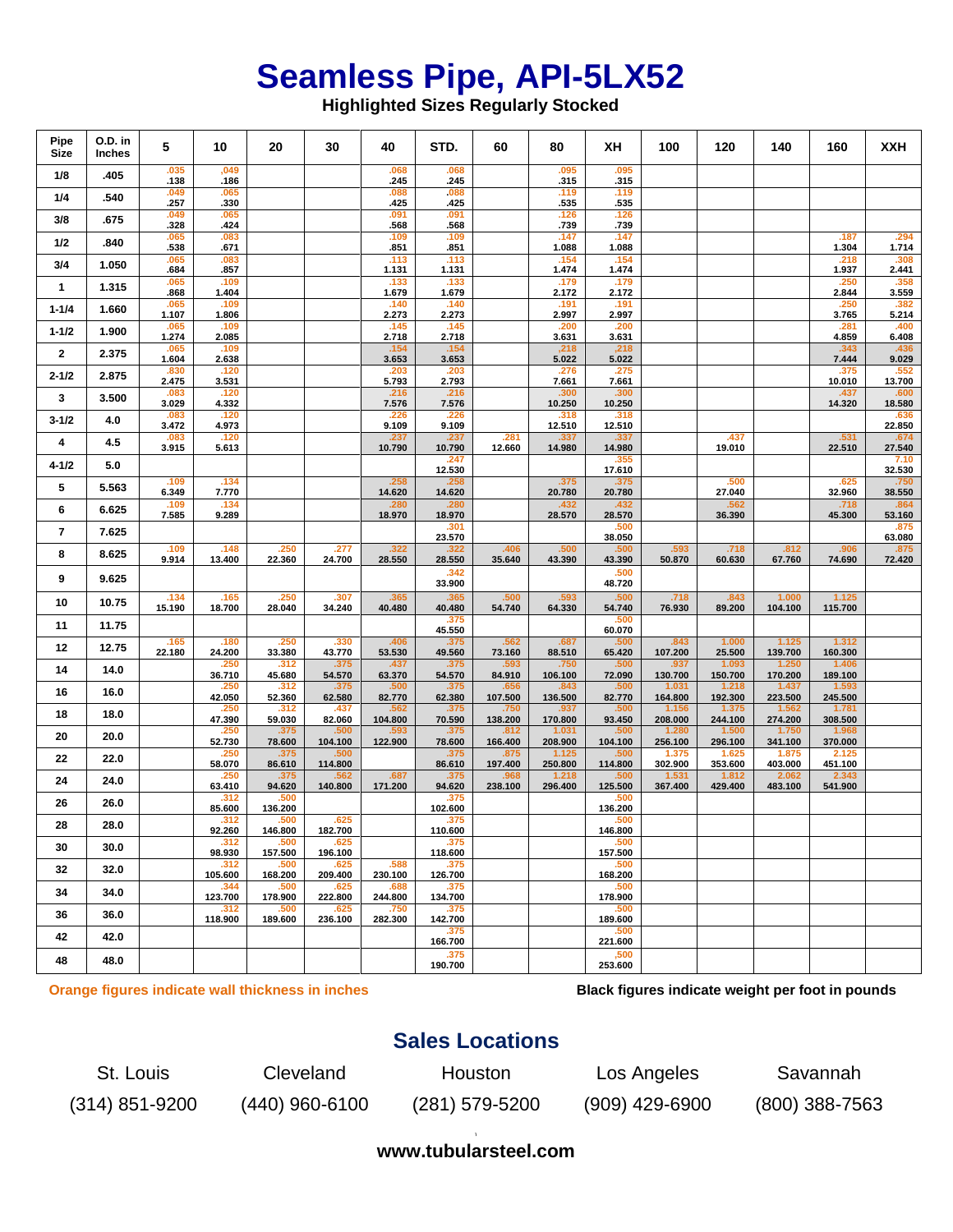# Seamless Pipe, API-5LX52

**Highlighted Sizes Regularly Stocked**

| Pipe Size | O.D. in Inches | 5 | 10 | 20 | 30 | 40 | STD. | 60 | 80 | XH | 100 | 120 | 140 | 160 | XXH |
|---|---|---|---|---|---|---|---|---|---|---|---|---|---|---|---|
| 1/8 | .405 | .035<br>.138 | .049<br>.186 | | | .068<br>.245 | .068<br>.245 | | .095<br>.315 | .095<br>.315 | | | | | |
| 1/4 | .540 | .049<br>.257 | .065<br>.330 | | | .088<br>.425 | .088<br>.425 | | .119<br>.535 | .119<br>.535 | | | | | |
| 3/8 | .675 | .049<br>.328 | .065<br>.424 | | | .091<br>.568 | .091<br>.568 | | .126<br>.739 | .126<br>.739 | | | | | |
| 1/2 | .840 | .065<br>.538 | .083<br>.671 | | | .109<br>.851 | .109<br>.851 | | .147<br>1.088 | .147<br>1.088 | | | | .187<br>1.304 | .294<br>1.714 |
| 3/4 | 1.050 | .065<br>.684 | .083<br>.857 | | | .113<br>1.131 | .113<br>1.131 | | .154<br>1.474 | .154<br>1.474 | | | | .218<br>1.937 | .308<br>2.441 |
| 1 | 1.315 | .065<br>.868 | .109<br>1.404 | | | .133<br>1.679 | .133<br>1.679 | | .179<br>2.172 | .179<br>2.172 | | | | .250<br>2.844 | .358<br>3.559 |
| 1-1/4 | 1.660 | .065<br>1.107 | .109<br>1.806 | | | .140<br>2.273 | .140<br>2.273 | | .191<br>2.997 | .191<br>2.997 | | | | .250<br>3.765 | .382<br>5.214 |
| 1-1/2 | 1.900 | .065<br>1.274 | .109<br>2.085 | | | .145<br>2.718 | .145<br>2.718 | | .200<br>3.631 | .200<br>3.631 | | | | .281<br>4.859 | .400<br>6.408 |
| 2 | 2.375 | .065<br>1.604 | .109<br>2.638 | | | .154<br>3.653 | .154<br>3.653 | | .218<br>5.022 | .218<br>5.022 | | | | .343<br>7.444 | .436<br>9.029 |
| 2-1/2 | 2.875 | .830<br>2.475 | .120<br>3.531 | | | .203<br>5.793 | .203<br>2.793 | | .276<br>7.661 | .275<br>7.661 | | | | .375<br>10.010 | .552<br>13.700 |
| 3 | 3.500 | .083<br>3.029 | .120<br>4.332 | | | .216<br>7.576 | .216<br>7.576 | | .300<br>10.250 | .300<br>10.250 | | | | .437<br>14.320 | .600<br>18.580 |
| 3-1/2 | 4.0 | .083<br>3.472 | .120<br>4.973 | | | .226<br>9.109 | .226<br>9.109 | | .318<br>12.510 | .318<br>12.510 | | | | | .636<br>22.850 |
| 4 | 4.5 | .083<br>3.915 | .120<br>5.613 | | | .237<br>10.790 | .237<br>10.790 | .281<br>12.660 | .337<br>14.980 | .337<br>14.980 | | .437<br>19.010 | | .531<br>22.510 | .674<br>27.540 |
| 4-1/2 | 5.0 | | | | | | .247<br>12.530 | | | .355<br>17.610 | | | | | 7.10<br>32.530 |
| 5 | 5.563 | .109<br>6.349 | .134<br>7.770 | | | .258<br>14.620 | .258<br>14.620 | | .375<br>20.780 | .375<br>20.780 | | .500<br>27.040 | | .625<br>32.960 | .750<br>38.550 |
| 6 | 6.625 | .109<br>7.585 | .134<br>9.289 | | | .280<br>18.970 | .280<br>18.970 | | .432<br>28.570 | .432<br>28.570 | | .562<br>36.390 | | .718<br>45.300 | .864<br>53.160 |
| 7 | 7.625 | | | | | | .301<br>23.570 | | | .500<br>38.050 | | | | | .875<br>63.080 |
| 8 | 8.625 | .109<br>9.914 | .148<br>13.400 | .250<br>22.360 | .277<br>24.700 | .322<br>28.550 | .322<br>28.550 | .406<br>35.640 | .500<br>43.390 | .500<br>43.390 | .593<br>50.870 | .718<br>60.630 | .812<br>67.760 | .906<br>74.690 | .875<br>72.420 |
| 9 | 9.625 | | | | | | .342<br>33.900 | | | .500<br>48.720 | | | | | |
| 10 | 10.75 | .134<br>15.190 | .165<br>18.700 | .250<br>28.040 | .307<br>34.240 | .365<br>40.480 | .365<br>40.480 | .500<br>54.740 | .593<br>64.330 | .500<br>54.740 | .718<br>76.930 | .843<br>89.200 | 1.000<br>104.100 | 1.125<br>115.700 | |
| 11 | 11.75 | | | | | | .375<br>45.550 | | | .500<br>60.070 | | | | | |
| 12 | 12.75 | .165<br>22.180 | .180<br>24.200 | .250<br>33.380 | .330<br>43.770 | .406<br>53.530 | .375<br>49.560 | .562<br>73.160 | .687<br>88.510 | .500<br>65.420 | .843<br>107.200 | 1.000<br>25.500 | 1.125<br>139.700 | 1.312<br>160.300 | |
| 14 | 14.0 | | .250<br>36.710 | .312<br>45.680 | .375<br>54.570 | .437<br>63.370 | .375<br>54.570 | .593<br>84.910 | .750<br>106.100 | .500<br>72.090 | .937<br>130.700 | 1.093<br>150.700 | 1.250<br>170.200 | 1.406<br>189.100 | |
| 16 | 16.0 | | .250<br>42.050 | .312<br>52.360 | .375<br>62.580 | .500<br>82.770 | .375<br>62.380 | .656<br>107.500 | .843<br>136.500 | .500<br>82.770 | 1.031<br>164.800 | 1.218<br>192.300 | 1.437<br>223.500 | 1.593<br>245.500 | |
| 18 | 18.0 | | .250<br>47.390 | .312<br>59.030 | .437<br>82.060 | .562<br>104.800 | .375<br>70.590 | .750<br>138.200 | .937<br>170.800 | .500<br>93.450 | 1.156<br>208.000 | 1.375<br>244.100 | 1.562<br>274.200 | 1.781<br>308.500 | |
| 20 | 20.0 | | .250<br>52.730 | .375<br>78.600 | .500<br>104.100 | .593<br>122.900 | .375<br>78.600 | .812<br>166.400 | 1.031<br>208.900 | .500<br>104.100 | 1.280<br>256.100 | 1.500<br>296.100 | 1.750<br>341.100 | 1.968<br>370.000 | |
| 22 | 22.0 | | .250<br>58.070 | .375<br>86.610 | .500<br>114.800 | | .375<br>86.610 | .875<br>197.400 | 1.125<br>250.800 | .500<br>114.800 | 1.375<br>302.900 | 1.625<br>353.600 | 1.875<br>403.000 | 2.125<br>451.100 | |
| 24 | 24.0 | | .250<br>63.410 | .375<br>94.620 | .562<br>140.800 | .687<br>171.200 | .375<br>94.620 | .968<br>238.100 | 1.218<br>296.400 | .500<br>125.500 | 1.531<br>367.400 | 1.812<br>429.400 | 2.062<br>483.100 | 2.343<br>541.900 | |
| 26 | 26.0 | | .312<br>85.600 | .500<br>136.200 | | | .375<br>102.600 | | | .500<br>136.200 | | | | | |
| 28 | 28.0 | | .312<br>92.260 | .500<br>146.800 | .625<br>182.700 | | .375<br>110.600 | | | .500<br>146.800 | | | | | |
| 30 | 30.0 | | .312<br>98.930 | .500<br>157.500 | .625<br>196.100 | | .375<br>118.600 | | | .500<br>157.500 | | | | | |
| 32 | 32.0 | | .312<br>105.600 | .500<br>168.200 | .625<br>209.400 | .588<br>230.100 | .375<br>126.700 | | | .500<br>168.200 | | | | | |
| 34 | 34.0 | | .344<br>123.700 | .500<br>178.900 | .625<br>222.800 | .688<br>244.800 | .375<br>134.700 | | | .500<br>178.900 | | | | | |
| 36 | 36.0 | | .312<br>118.900 | .500<br>189.600 | .625<br>236.100 | .750<br>282.300 | .375<br>142.700 | | | .500<br>189.600 | | | | | |
| 42 | 42.0 | | | | | | .375<br>166.700 | | | .500<br>221.600 | | | | | |
| 48 | 48.0 | | | | | | .375<br>190.700 | | | .500<br>253.600 | | | | | |

Orange figures indicate wall thickness in inches

**Black figures indicate weight per foot in pounds**

## Sales Locations

| St. Louis | Cleveland | Houston | Los Angeles | Savannah |
|---|---|---|---|---|
| (314) 851-9200 | (440) 960-6100 | (281) 579-5200 | (909) 429-6900 | (800) 388-7563 |

**www.tubularsteel.com**